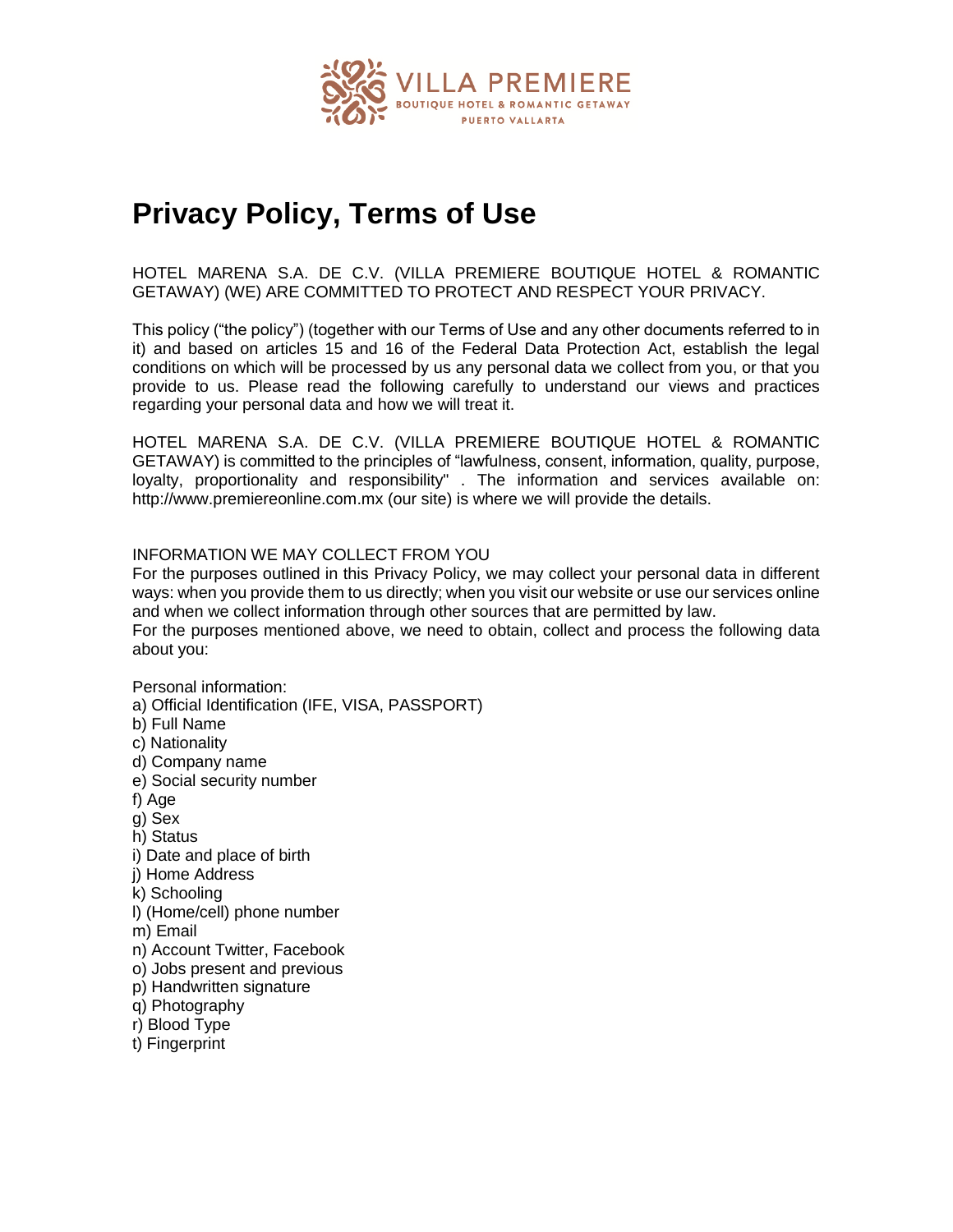VILLA PREMIERE
BOUTIQUE HOTEL & ROMANTIC GETAWAY
PUERTO VALLARTA

# Privacy Policy, Terms of Use

HOTEL MARENA S.A. DE C.V. (VILLA PREMIERE BOUTIQUE HOTEL & ROMANTIC GETAWAY) (WE) ARE COMMITTED TO PROTECT AND RESPECT YOUR PRIVACY.

This policy ("the policy") (together with our Terms of Use and any other documents referred to in it) and based on articles 15 and 16 of the Federal Data Protection Act, establish the legal conditions on which will be processed by us any personal data we collect from you, or that you provide to us. Please read the following carefully to understand our views and practices regarding your personal data and how we will treat it.

HOTEL MARENA S.A. DE C.V. (VILLA PREMIERE BOUTIQUE HOTEL & ROMANTIC GETAWAY) is committed to the principles of "lawfulness, consent, information, quality, purpose, loyalty, proportionality and responsibility" . The information and services available on: http://www.premiereonline.com.mx (our site) is where we will provide the details.

INFORMATION WE MAY COLLECT FROM YOU

For the purposes outlined in this Privacy Policy, we may collect your personal data in different ways: when you provide them to us directly; when you visit our website or use our services online and when we collect information through other sources that are permitted by law.

For the purposes mentioned above, we need to obtain, collect and process the following data about you:

Personal information:

a) Official Identification (IFE, VISA, PASSPORT)
b) Full Name
c) Nationality
d) Company name
e) Social security number
f) Age
g) Sex
h) Status
i) Date and place of birth
j) Home Address
k) Schooling
l) (Home/cell) phone number
m) Email
n) Account Twitter, Facebook
o) Jobs present and previous
p) Handwritten signature
q) Photography
r) Blood Type
t) Fingerprint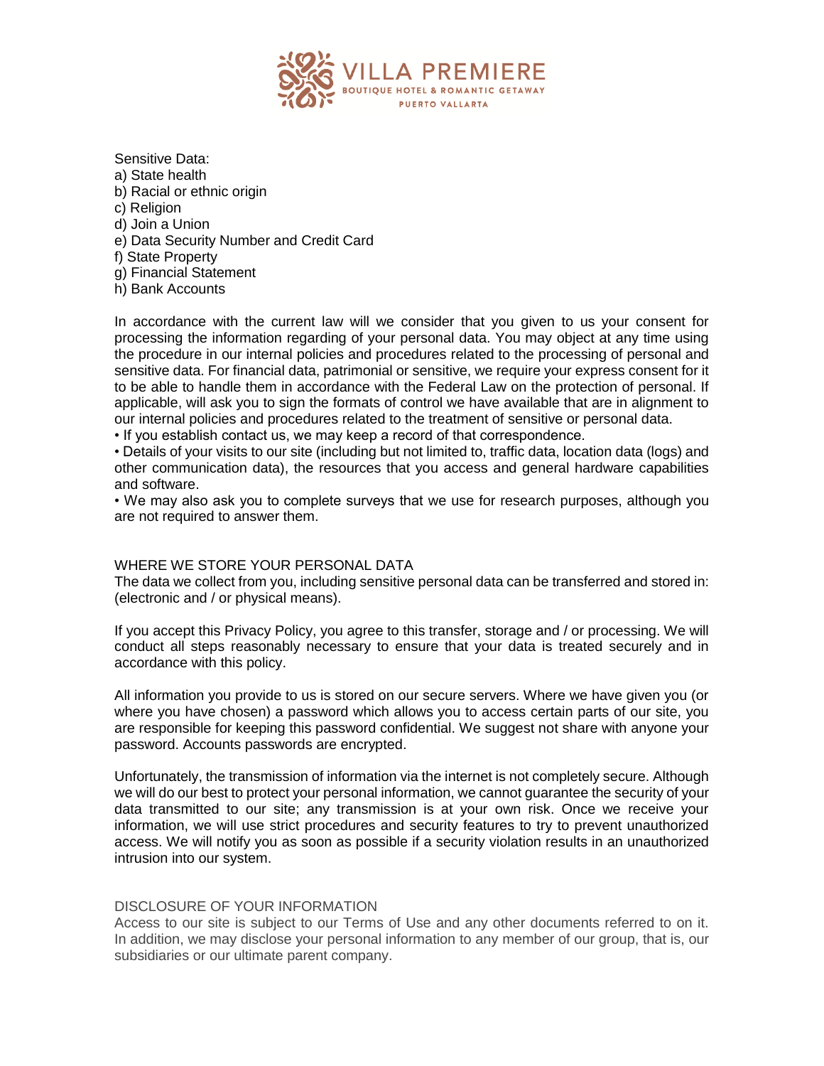Sensitive Data:

a) State health
b) Racial or ethnic origin
c) Religion
d) Join a Union
e) Data Security Number and Credit Card
f) State Property
g) Financial Statement
h) Bank Accounts

In accordance with the current law will we consider that you given to us your consent for processing the information regarding of your personal data. You may object at any time using the procedure in our internal policies and procedures related to the processing of personal and sensitive data. For financial data, patrimonial or sensitive, we require your express consent for it to be able to handle them in accordance with the Federal Law on the protection of personal. If applicable, will ask you to sign the formats of control we have available that are in alignment to our internal policies and procedures related to the treatment of sensitive or personal data.

• If you establish contact us, we may keep a record of that correspondence.
• Details of your visits to our site (including but not limited to, traffic data, location data (logs) and other communication data), the resources that you access and general hardware capabilities and software.
• We may also ask you to complete surveys that we use for research purposes, although you are not required to answer them.

## WHERE WE STORE YOUR PERSONAL DATA

The data we collect from you, including sensitive personal data can be transferred and stored in: (electronic and / or physical means).

If you accept this Privacy Policy, you agree to this transfer, storage and / or processing. We will conduct all steps reasonably necessary to ensure that your data is treated securely and in accordance with this policy.

All information you provide to us is stored on our secure servers. Where we have given you (or where you have chosen) a password which allows you to access certain parts of our site, you are responsible for keeping this password confidential. We suggest not share with anyone your password. Accounts passwords are encrypted.

Unfortunately, the transmission of information via the internet is not completely secure. Although we will do our best to protect your personal information, we cannot guarantee the security of your data transmitted to our site; any transmission is at your own risk. Once we receive your information, we will use strict procedures and security features to try to prevent unauthorized access. We will notify you as soon as possible if a security violation results in an unauthorized intrusion into our system.

## DISCLOSURE OF YOUR INFORMATION

Access to our site is subject to our Terms of Use and any other documents referred to on it. In addition, we may disclose your personal information to any member of our group, that is, our subsidiaries or our ultimate parent company.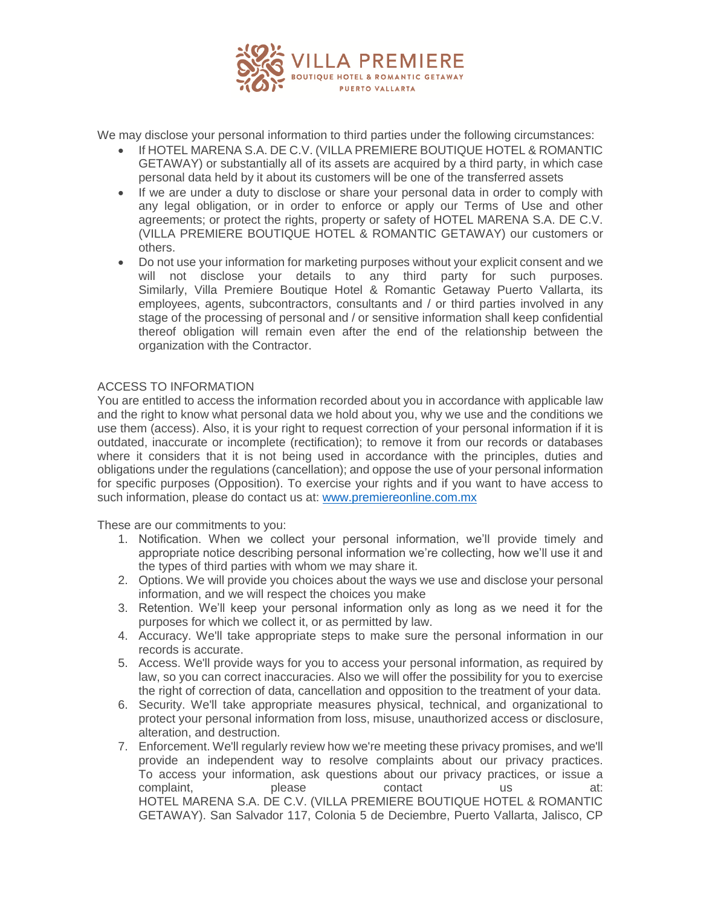We may disclose your personal information to third parties under the following circumstances:

- If HOTEL MARENA S.A. DE C.V. (VILLA PREMIERE BOUTIQUE HOTEL & ROMANTIC GETAWAY) or substantially all of its assets are acquired by a third party, in which case personal data held by it about its customers will be one of the transferred assets
- If we are under a duty to disclose or share your personal data in order to comply with any legal obligation, or in order to enforce or apply our Terms of Use and other agreements; or protect the rights, property or safety of HOTEL MARENA S.A. DE C.V. (VILLA PREMIERE BOUTIQUE HOTEL & ROMANTIC GETAWAY) our customers or others.
- Do not use your information for marketing purposes without your explicit consent and we will not disclose your details to any third party for such purposes. Similarly, Villa Premiere Boutique Hotel & Romantic Getaway Puerto Vallarta, its employees, agents, subcontractors, consultants and / or third parties involved in any stage of the processing of personal and / or sensitive information shall keep confidential thereof obligation will remain even after the end of the relationship between the organization with the Contractor.

ACCESS TO INFORMATION

You are entitled to access the information recorded about you in accordance with applicable law and the right to know what personal data we hold about you, why we use and the conditions we use them (access). Also, it is your right to request correction of your personal information if it is outdated, inaccurate or incomplete (rectification); to remove it from our records or databases where it considers that it is not being used in accordance with the principles, duties and obligations under the regulations (cancellation); and oppose the use of your personal information for specific purposes (Opposition). To exercise your rights and if you want to have access to such information, please do contact us at: www.premiereonline.com.mx

These are our commitments to you:

1. Notification. When we collect your personal information, we'll provide timely and appropriate notice describing personal information we're collecting, how we'll use it and the types of third parties with whom we may share it.
2. Options. We will provide you choices about the ways we use and disclose your personal information, and we will respect the choices you make
3. Retention. We'll keep your personal information only as long as we need it for the purposes for which we collect it, or as permitted by law.
4. Accuracy. We'll take appropriate steps to make sure the personal information in our records is accurate.
5. Access. We'll provide ways for you to access your personal information, as required by law, so you can correct inaccuracies. Also we will offer the possibility for you to exercise the right of correction of data, cancellation and opposition to the treatment of your data.
6. Security. We'll take appropriate measures physical, technical, and organizational to protect your personal information from loss, misuse, unauthorized access or disclosure, alteration, and destruction.
7. Enforcement. We'll regularly review how we're meeting these privacy promises, and we'll provide an independent way to resolve complaints about our privacy practices. To access your information, ask questions about our privacy practices, or issue a complaint, please contact us at: HOTEL MARENA S.A. DE C.V. (VILLA PREMIERE BOUTIQUE HOTEL & ROMANTIC GETAWAY). San Salvador 117, Colonia 5 de Deciembre, Puerto Vallarta, Jalisco, CP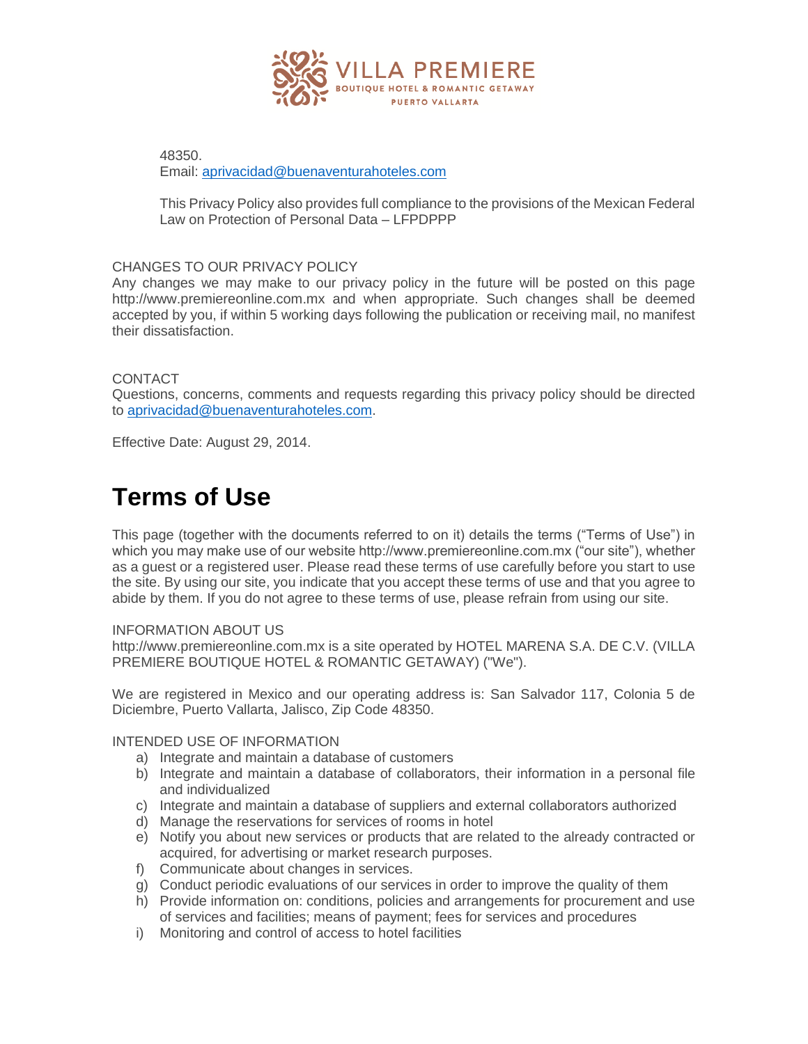48350.
Email: aprivacidad@buenaventurahoteles.com

This Privacy Policy also provides full compliance to the provisions of the Mexican Federal Law on Protection of Personal Data – LFPDPPP

CHANGES TO OUR PRIVACY POLICY
Any changes we may make to our privacy policy in the future will be posted on this page http://www.premiereonline.com.mx and when appropriate. Such changes shall be deemed accepted by you, if within 5 working days following the publication or receiving mail, no manifest their dissatisfaction.

CONTACT
Questions, concerns, comments and requests regarding this privacy policy should be directed to aprivacidad@buenaventurahoteles.com.

Effective Date: August 29, 2014.

# Terms of Use

This page (together with the documents referred to on it) details the terms ("Terms of Use") in which you may make use of our website http://www.premiereonline.com.mx ("our site"), whether as a guest or a registered user. Please read these terms of use carefully before you start to use the site. By using our site, you indicate that you accept these terms of use and that you agree to abide by them. If you do not agree to these terms of use, please refrain from using our site.

INFORMATION ABOUT US
http://www.premiereonline.com.mx is a site operated by HOTEL MARENA S.A. DE C.V. (VILLA PREMIERE BOUTIQUE HOTEL & ROMANTIC GETAWAY) ("We").

We are registered in Mexico and our operating address is: San Salvador 117, Colonia 5 de Diciembre, Puerto Vallarta, Jalisco, Zip Code 48350.

INTENDED USE OF INFORMATION

a) Integrate and maintain a database of customers
b) Integrate and maintain a database of collaborators, their information in a personal file and individualized
c) Integrate and maintain a database of suppliers and external collaborators authorized
d) Manage the reservations for services of rooms in hotel
e) Notify you about new services or products that are related to the already contracted or acquired, for advertising or market research purposes.
f) Communicate about changes in services.
g) Conduct periodic evaluations of our services in order to improve the quality of them
h) Provide information on: conditions, policies and arrangements for procurement and use of services and facilities; means of payment; fees for services and procedures
i) Monitoring and control of access to hotel facilities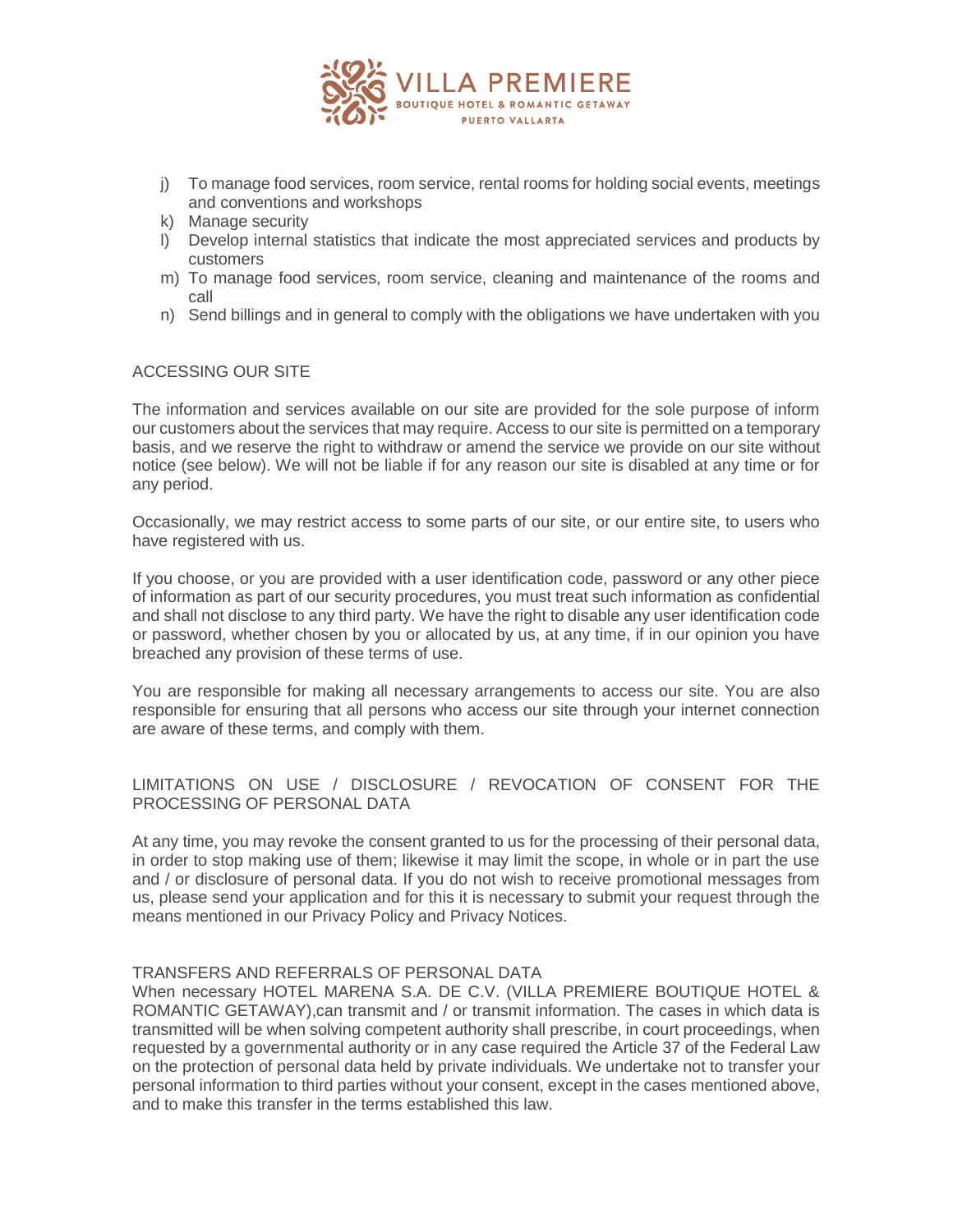j) To manage food services, room service, rental rooms for holding social events, meetings and conventions and workshops
k) Manage security
l) Develop internal statistics that indicate the most appreciated services and products by customers
m) To manage food services, room service, cleaning and maintenance of the rooms and call
n) Send billings and in general to comply with the obligations we have undertaken with you

ACCESSING OUR SITE

The information and services available on our site are provided for the sole purpose of inform our customers about the services that may require. Access to our site is permitted on a temporary basis, and we reserve the right to withdraw or amend the service we provide on our site without notice (see below). We will not be liable if for any reason our site is disabled at any time or for any period.

Occasionally, we may restrict access to some parts of our site, or our entire site, to users who have registered with us.

If you choose, or you are provided with a user identification code, password or any other piece of information as part of our security procedures, you must treat such information as confidential and shall not disclose to any third party. We have the right to disable any user identification code or password, whether chosen by you or allocated by us, at any time, if in our opinion you have breached any provision of these terms of use.

You are responsible for making all necessary arrangements to access our site. You are also responsible for ensuring that all persons who access our site through your internet connection are aware of these terms, and comply with them.

LIMITATIONS ON USE / DISCLOSURE / REVOCATION OF CONSENT FOR THE PROCESSING OF PERSONAL DATA

At any time, you may revoke the consent granted to us for the processing of their personal data, in order to stop making use of them; likewise it may limit the scope, in whole or in part the use and / or disclosure of personal data. If you do not wish to receive promotional messages from us, please send your application and for this it is necessary to submit your request through the means mentioned in our Privacy Policy and Privacy Notices.

TRANSFERS AND REFERRALS OF PERSONAL DATA
When necessary HOTEL MARENA S.A. DE C.V. (VILLA PREMIERE BOUTIQUE HOTEL & ROMANTIC GETAWAY),can transmit and / or transmit information. The cases in which data is transmitted will be when solving competent authority shall prescribe, in court proceedings, when requested by a governmental authority or in any case required the Article 37 of the Federal Law on the protection of personal data held by private individuals. We undertake not to transfer your personal information to third parties without your consent, except in the cases mentioned above, and to make this transfer in the terms established this law.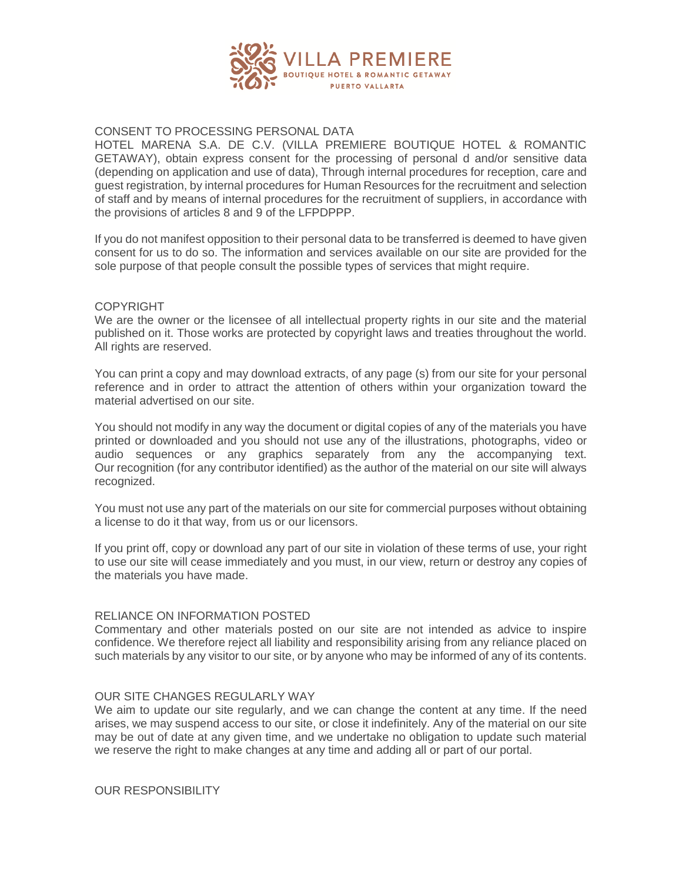## CONSENT TO PROCESSING PERSONAL DATA

HOTEL MARENA S.A. DE C.V. (VILLA PREMIERE BOUTIQUE HOTEL & ROMANTIC GETAWAY), obtain express consent for the processing of personal d and/or sensitive data (depending on application and use of data), Through internal procedures for reception, care and guest registration, by internal procedures for Human Resources for the recruitment and selection of staff and by means of internal procedures for the recruitment of suppliers, in accordance with the provisions of articles 8 and 9 of the LFPDPPP.

If you do not manifest opposition to their personal data to be transferred is deemed to have given consent for us to do so. The information and services available on our site are provided for the sole purpose of that people consult the possible types of services that might require.

## COPYRIGHT

We are the owner or the licensee of all intellectual property rights in our site and the material published on it. Those works are protected by copyright laws and treaties throughout the world. All rights are reserved.

You can print a copy and may download extracts, of any page (s) from our site for your personal reference and in order to attract the attention of others within your organization toward the material advertised on our site.

You should not modify in any way the document or digital copies of any of the materials you have printed or downloaded and you should not use any of the illustrations, photographs, video or audio sequences or any graphics separately from any the accompanying text. Our recognition (for any contributor identified) as the author of the material on our site will always recognized.

You must not use any part of the materials on our site for commercial purposes without obtaining a license to do it that way, from us or our licensors.

If you print off, copy or download any part of our site in violation of these terms of use, your right to use our site will cease immediately and you must, in our view, return or destroy any copies of the materials you have made.

## RELIANCE ON INFORMATION POSTED

Commentary and other materials posted on our site are not intended as advice to inspire confidence. We therefore reject all liability and responsibility arising from any reliance placed on such materials by any visitor to our site, or by anyone who may be informed of any of its contents.

## OUR SITE CHANGES REGULARLY WAY

We aim to update our site regularly, and we can change the content at any time. If the need arises, we may suspend access to our site, or close it indefinitely. Any of the material on our site may be out of date at any given time, and we undertake no obligation to update such material we reserve the right to make changes at any time and adding all or part of our portal.

## OUR RESPONSIBILITY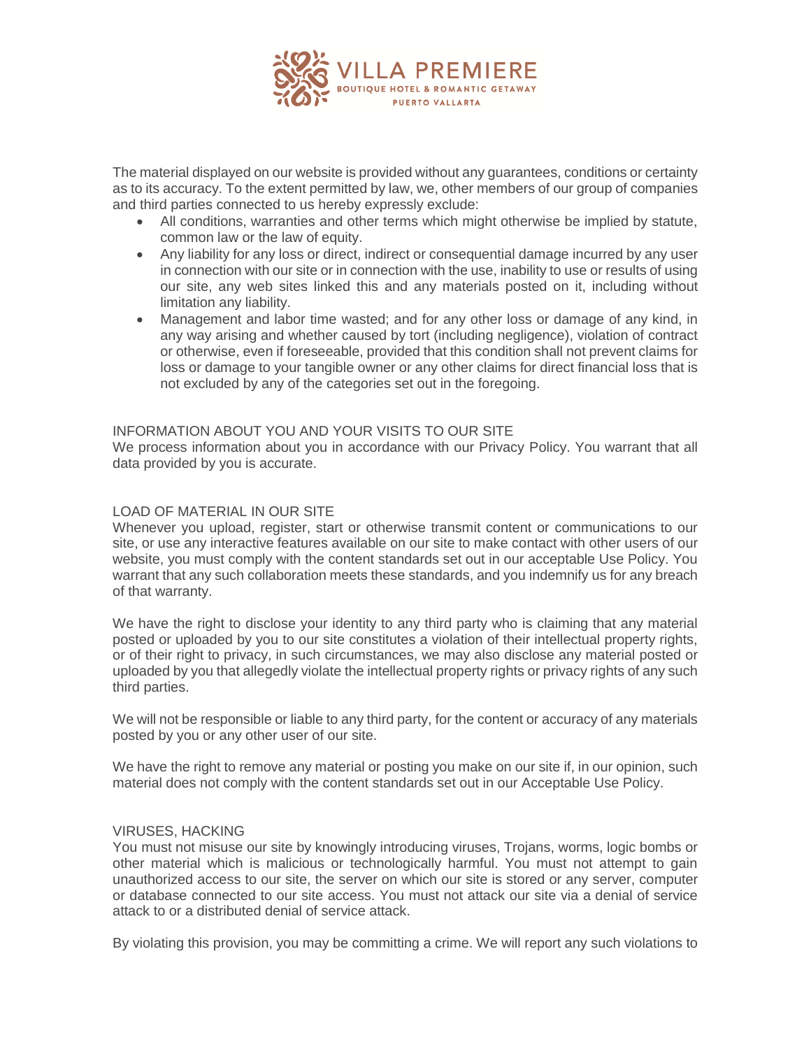The material displayed on our website is provided without any guarantees, conditions or certainty as to its accuracy. To the extent permitted by law, we, other members of our group of companies and third parties connected to us hereby expressly exclude:

- All conditions, warranties and other terms which might otherwise be implied by statute, common law or the law of equity.
- Any liability for any loss or direct, indirect or consequential damage incurred by any user in connection with our site or in connection with the use, inability to use or results of using our site, any web sites linked this and any materials posted on it, including without limitation any liability.
- Management and labor time wasted; and for any other loss or damage of any kind, in any way arising and whether caused by tort (including negligence), violation of contract or otherwise, even if foreseeable, provided that this condition shall not prevent claims for loss or damage to your tangible owner or any other claims for direct financial loss that is not excluded by any of the categories set out in the foregoing.

INFORMATION ABOUT YOU AND YOUR VISITS TO OUR SITE

We process information about you in accordance with our Privacy Policy. You warrant that all data provided by you is accurate.

LOAD OF MATERIAL IN OUR SITE

Whenever you upload, register, start or otherwise transmit content or communications to our site, or use any interactive features available on our site to make contact with other users of our website, you must comply with the content standards set out in our acceptable Use Policy. You warrant that any such collaboration meets these standards, and you indemnify us for any breach of that warranty.

We have the right to disclose your identity to any third party who is claiming that any material posted or uploaded by you to our site constitutes a violation of their intellectual property rights, or of their right to privacy, in such circumstances, we may also disclose any material posted or uploaded by you that allegedly violate the intellectual property rights or privacy rights of any such third parties.

We will not be responsible or liable to any third party, for the content or accuracy of any materials posted by you or any other user of our site.

We have the right to remove any material or posting you make on our site if, in our opinion, such material does not comply with the content standards set out in our Acceptable Use Policy.

VIRUSES, HACKING

You must not misuse our site by knowingly introducing viruses, Trojans, worms, logic bombs or other material which is malicious or technologically harmful. You must not attempt to gain unauthorized access to our site, the server on which our site is stored or any server, computer or database connected to our site access. You must not attack our site via a denial of service attack to or a distributed denial of service attack.

By violating this provision, you may be committing a crime. We will report any such violations to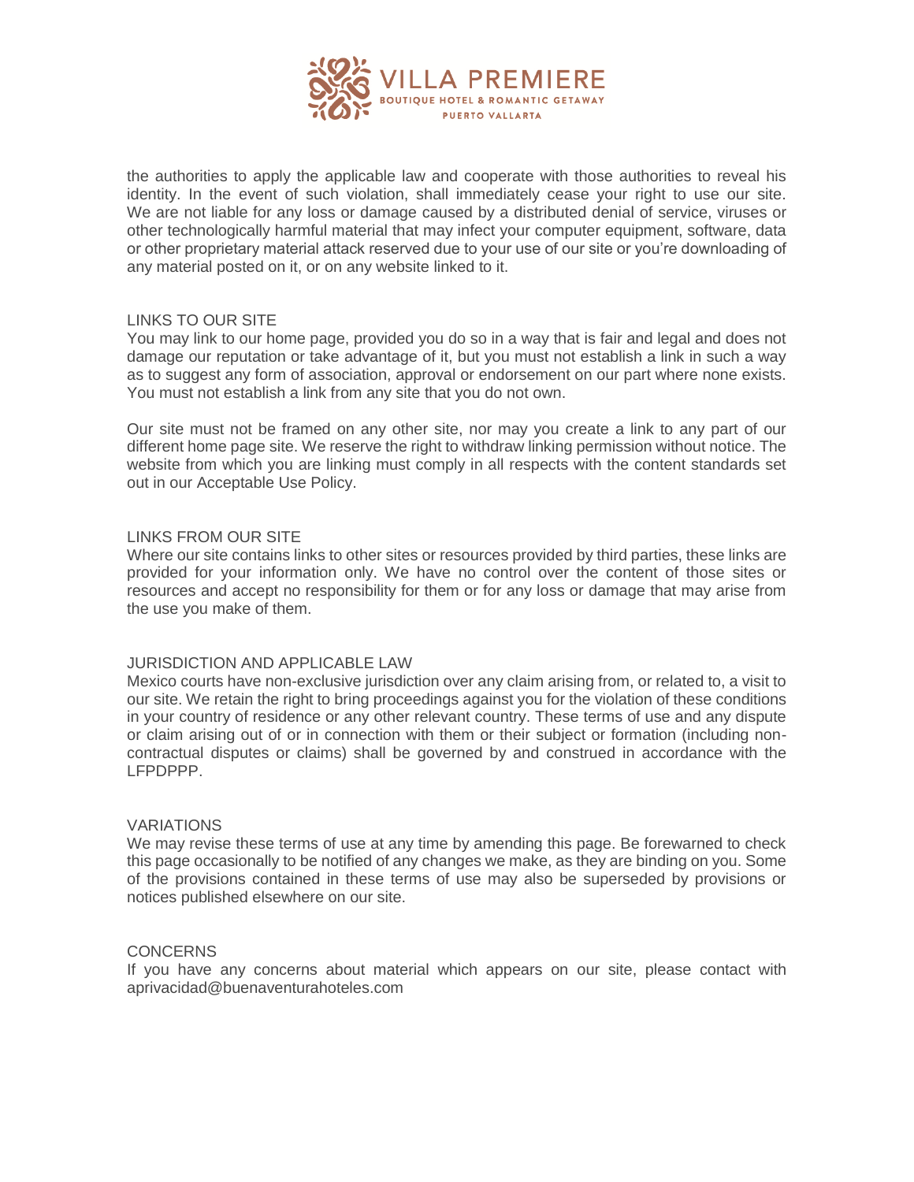the authorities to apply the applicable law and cooperate with those authorities to reveal his identity. In the event of such violation, shall immediately cease your right to use our site. We are not liable for any loss or damage caused by a distributed denial of service, viruses or other technologically harmful material that may infect your computer equipment, software, data or other proprietary material attack reserved due to your use of our site or you're downloading of any material posted on it, or on any website linked to it.

## LINKS TO OUR SITE

You may link to our home page, provided you do so in a way that is fair and legal and does not damage our reputation or take advantage of it, but you must not establish a link in such a way as to suggest any form of association, approval or endorsement on our part where none exists. You must not establish a link from any site that you do not own.

Our site must not be framed on any other site, nor may you create a link to any part of our different home page site. We reserve the right to withdraw linking permission without notice. The website from which you are linking must comply in all respects with the content standards set out in our Acceptable Use Policy.

## LINKS FROM OUR SITE

Where our site contains links to other sites or resources provided by third parties, these links are provided for your information only. We have no control over the content of those sites or resources and accept no responsibility for them or for any loss or damage that may arise from the use you make of them.

## JURISDICTION AND APPLICABLE LAW

Mexico courts have non-exclusive jurisdiction over any claim arising from, or related to, a visit to our site. We retain the right to bring proceedings against you for the violation of these conditions in your country of residence or any other relevant country. These terms of use and any dispute or claim arising out of or in connection with them or their subject or formation (including non-contractual disputes or claims) shall be governed by and construed in accordance with the LFPDPPP.

## VARIATIONS

We may revise these terms of use at any time by amending this page. Be forewarned to check this page occasionally to be notified of any changes we make, as they are binding on you. Some of the provisions contained in these terms of use may also be superseded by provisions or notices published elsewhere on our site.

## CONCERNS

If you have any concerns about material which appears on our site, please contact with aprivacidad@buenaventurahoteles.com